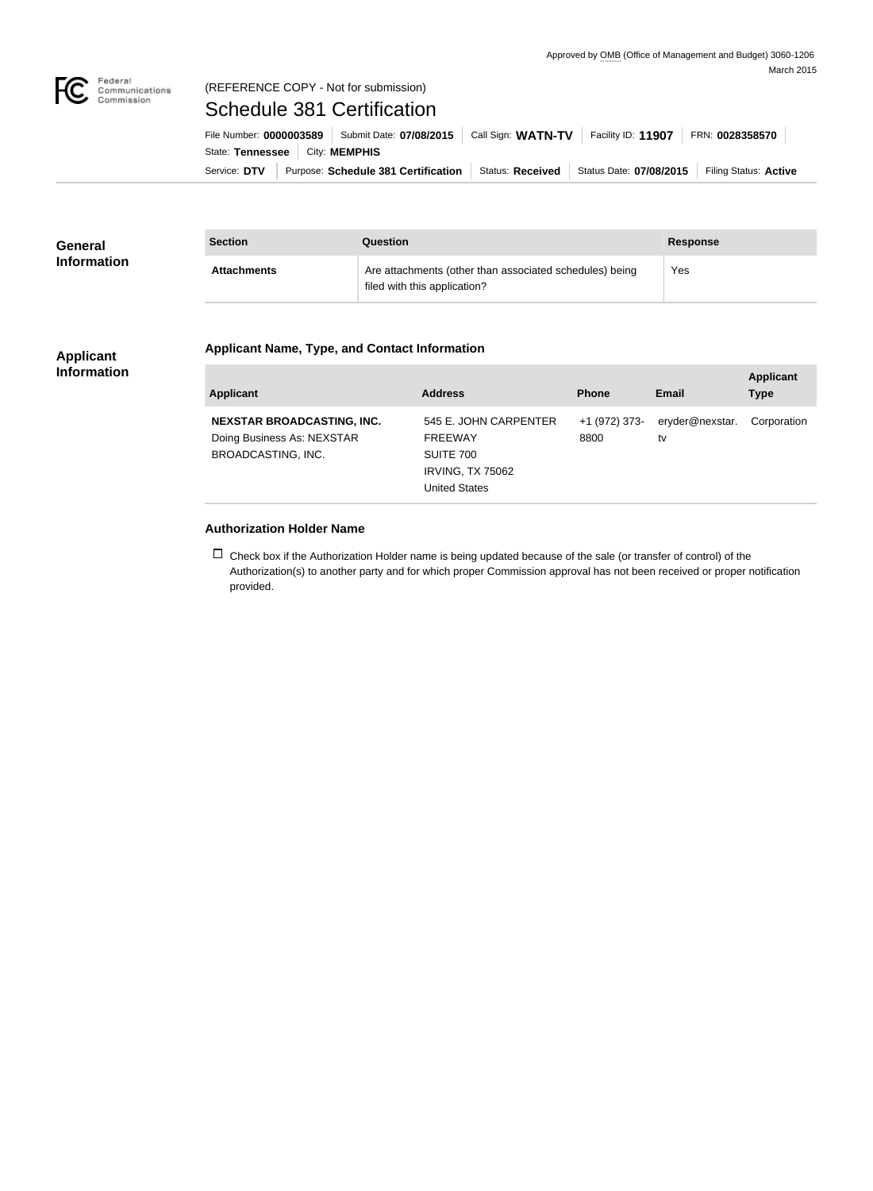Approved by OMB (Office of Management and Budget) 3060-1206
March 2015

(REFERENCE COPY - Not for submission)

# Schedule 381 Certification

File Number: **0000003589** | Submit Date: **07/08/2015** | Call Sign: **WATN-TV** | Facility ID: **11907** | FRN: **0028358570**
State: **Tennessee** | City: **MEMPHIS**
Service: **DTV** | Purpose: **Schedule 381 Certification** | Status: **Received** | Status Date: **07/08/2015** | Filing Status: **Active**

## General Information

| Section | Question | Response |
|---|---|---|
| **Attachments** | Are attachments (other than associated schedules) being filed with this application? | Yes |

## Applicant Information

### Applicant Name, Type, and Contact Information

| Applicant | Address | Phone | Email | Applicant Type |
|---|---|---|---|---|
| **NEXSTAR BROADCASTING, INC.** Doing Business As: NEXSTAR BROADCASTING, INC. | 545 E. JOHN CARPENTER FREEWAY SUITE 700 IRVING, TX 75062 United States | +1 (972) 373-8800 | eryder@nexstar.tv | Corporation |

### Authorization Holder Name

☐ Check box if the Authorization Holder name is being updated because of the sale (or transfer of control) of the Authorization(s) to another party and for which proper Commission approval has not been received or proper notification provided.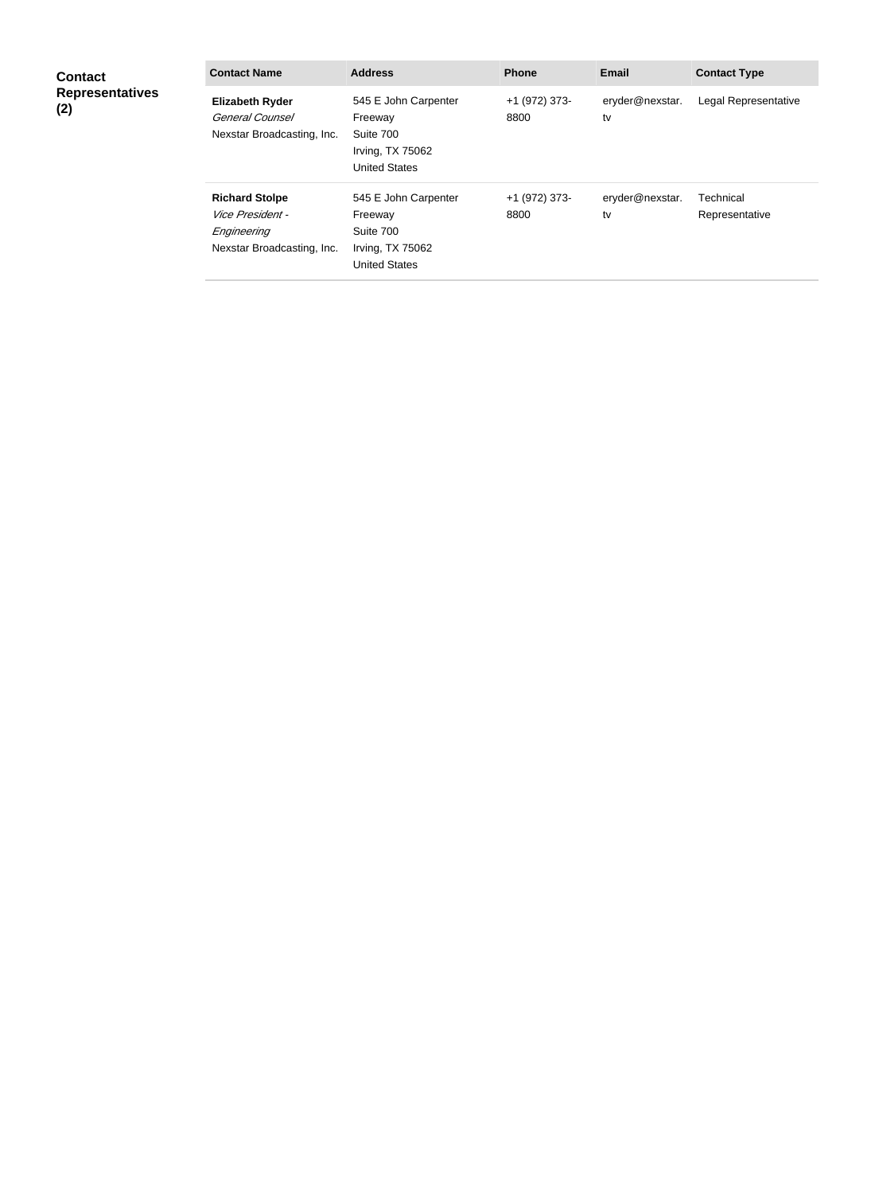**Contact Representatives (2)**

| Contact Name | Address | Phone | Email | Contact Type |
| --- | --- | --- | --- | --- |
| **Elizabeth Ryder** *General Counsel* Nexstar Broadcasting, Inc. | 545 E John Carpenter Freeway Suite 700 Irving, TX 75062 United States | +1 (972) 373-8800 | eryder@nexstar.tv | Legal Representative |
| **Richard Stolpe** *Vice President - Engineering* Nexstar Broadcasting, Inc. | 545 E John Carpenter Freeway Suite 700 Irving, TX 75062 United States | +1 (972) 373-8800 | eryder@nexstar.tv | Technical Representative |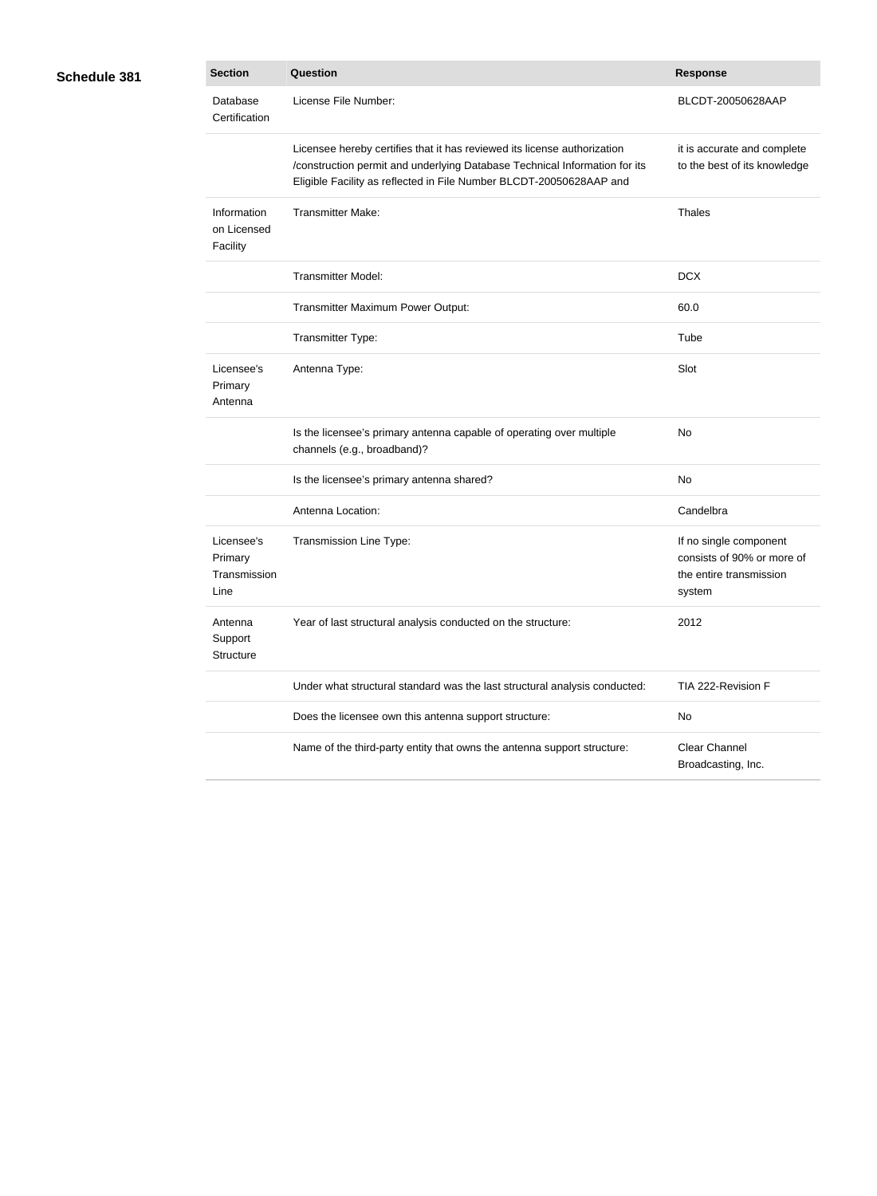**Schedule 381**

| Section | Question | Response |
|---|---|---|
| Database Certification | License File Number: | BLCDT-20050628AAP |
| | Licensee hereby certifies that it has reviewed its license authorization /construction permit and underlying Database Technical Information for its Eligible Facility as reflected in File Number BLCDT-20050628AAP and | it is accurate and complete to the best of its knowledge |
| Information on Licensed Facility | Transmitter Make: | Thales |
| | Transmitter Model: | DCX |
| | Transmitter Maximum Power Output: | 60.0 |
| | Transmitter Type: | Tube |
| Licensee's Primary Antenna | Antenna Type: | Slot |
| | Is the licensee's primary antenna capable of operating over multiple channels (e.g., broadband)? | No |
| | Is the licensee's primary antenna shared? | No |
| | Antenna Location: | Candelbra |
| Licensee's Primary Transmission Line | Transmission Line Type: | If no single component consists of 90% or more of the entire transmission system |
| Antenna Support Structure | Year of last structural analysis conducted on the structure: | 2012 |
| | Under what structural standard was the last structural analysis conducted: | TIA 222-Revision F |
| | Does the licensee own this antenna support structure: | No |
| | Name of the third-party entity that owns the antenna support structure: | Clear Channel Broadcasting, Inc. |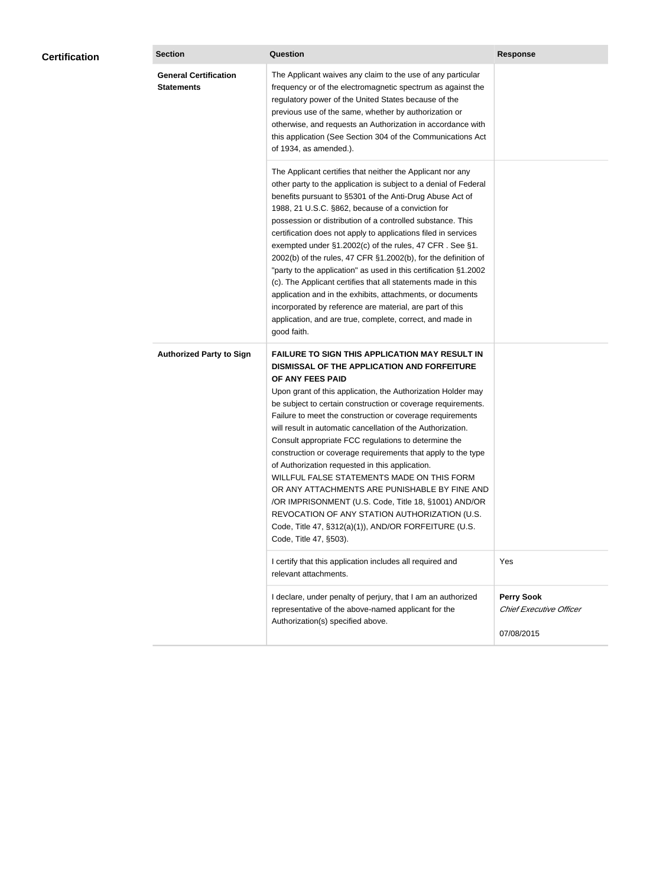## Certification

| Section | Question | Response |
|---|---|---|
| **General Certification Statements** | The Applicant waives any claim to the use of any particular frequency or of the electromagnetic spectrum as against the regulatory power of the United States because of the previous use of the same, whether by authorization or otherwise, and requests an Authorization in accordance with this application (See Section 304 of the Communications Act of 1934, as amended.). | |
| | The Applicant certifies that neither the Applicant nor any other party to the application is subject to a denial of Federal benefits pursuant to §5301 of the Anti-Drug Abuse Act of 1988, 21 U.S.C. §862, because of a conviction for possession or distribution of a controlled substance. This certification does not apply to applications filed in services exempted under §1.2002(c) of the rules, 47 CFR . See §1. 2002(b) of the rules, 47 CFR §1.2002(b), for the definition of "party to the application" as used in this certification §1.2002 (c). The Applicant certifies that all statements made in this application and in the exhibits, attachments, or documents incorporated by reference are material, are part of this application, and are true, complete, correct, and made in good faith. | |
| **Authorized Party to Sign** | **FAILURE TO SIGN THIS APPLICATION MAY RESULT IN DISMISSAL OF THE APPLICATION AND FORFEITURE OF ANY FEES PAID** Upon grant of this application, the Authorization Holder may be subject to certain construction or coverage requirements. Failure to meet the construction or coverage requirements will result in automatic cancellation of the Authorization. Consult appropriate FCC regulations to determine the construction or coverage requirements that apply to the type of Authorization requested in this application. WILLFUL FALSE STATEMENTS MADE ON THIS FORM OR ANY ATTACHMENTS ARE PUNISHABLE BY FINE AND /OR IMPRISONMENT (U.S. Code, Title 18, §1001) AND/OR REVOCATION OF ANY STATION AUTHORIZATION (U.S. Code, Title 47, §312(a)(1)), AND/OR FORFEITURE (U.S. Code, Title 47, §503). | |
| | I certify that this application includes all required and relevant attachments. | Yes |
| | I declare, under penalty of perjury, that I am an authorized representative of the above-named applicant for the Authorization(s) specified above. | **Perry Sook** *Chief Executive Officer* 07/08/2015 |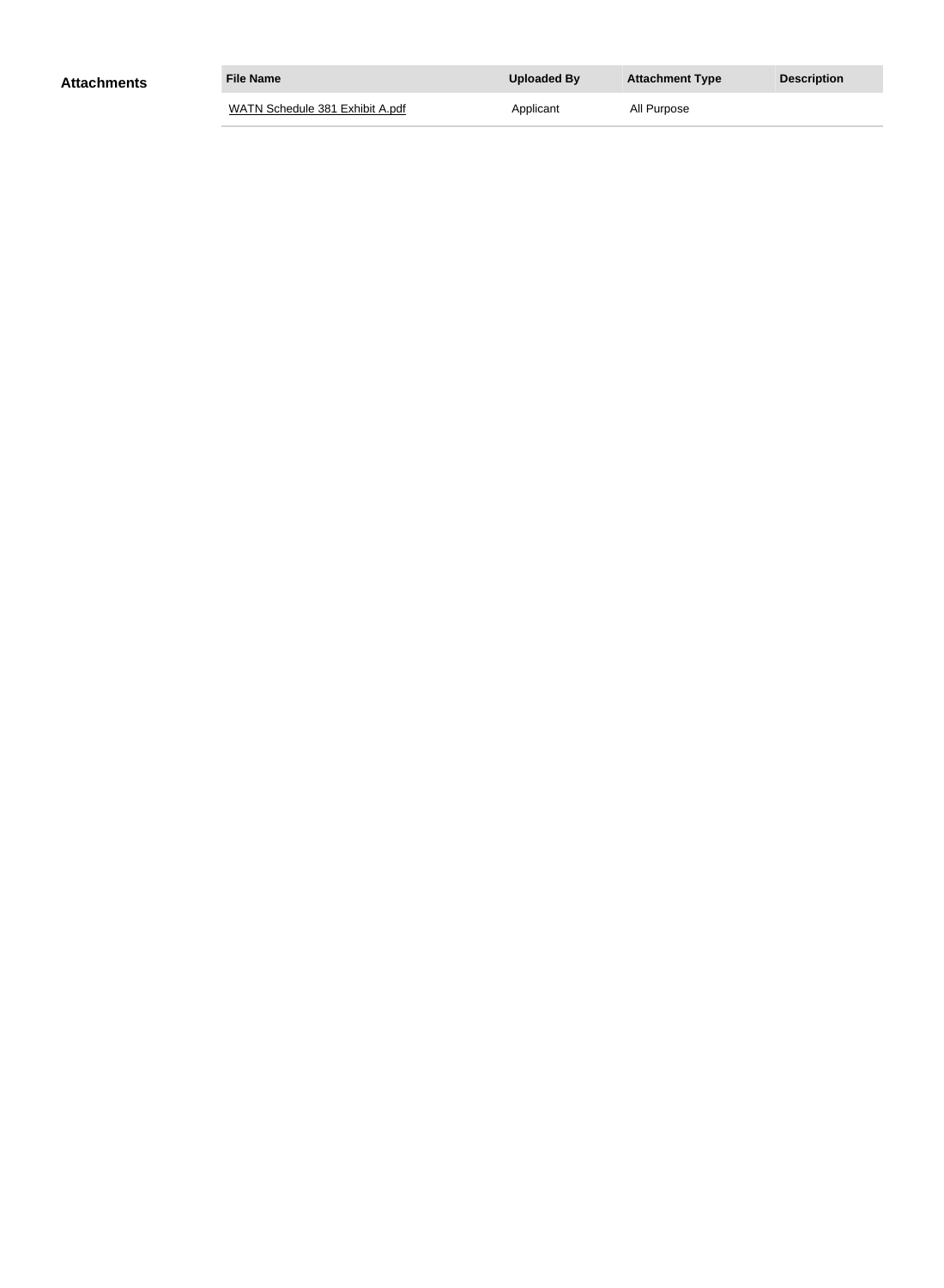## Attachments

| File Name | Uploaded By | Attachment Type | Description |
| --- | --- | --- | --- |
| WATN Schedule 381 Exhibit A.pdf | Applicant | All Purpose | |